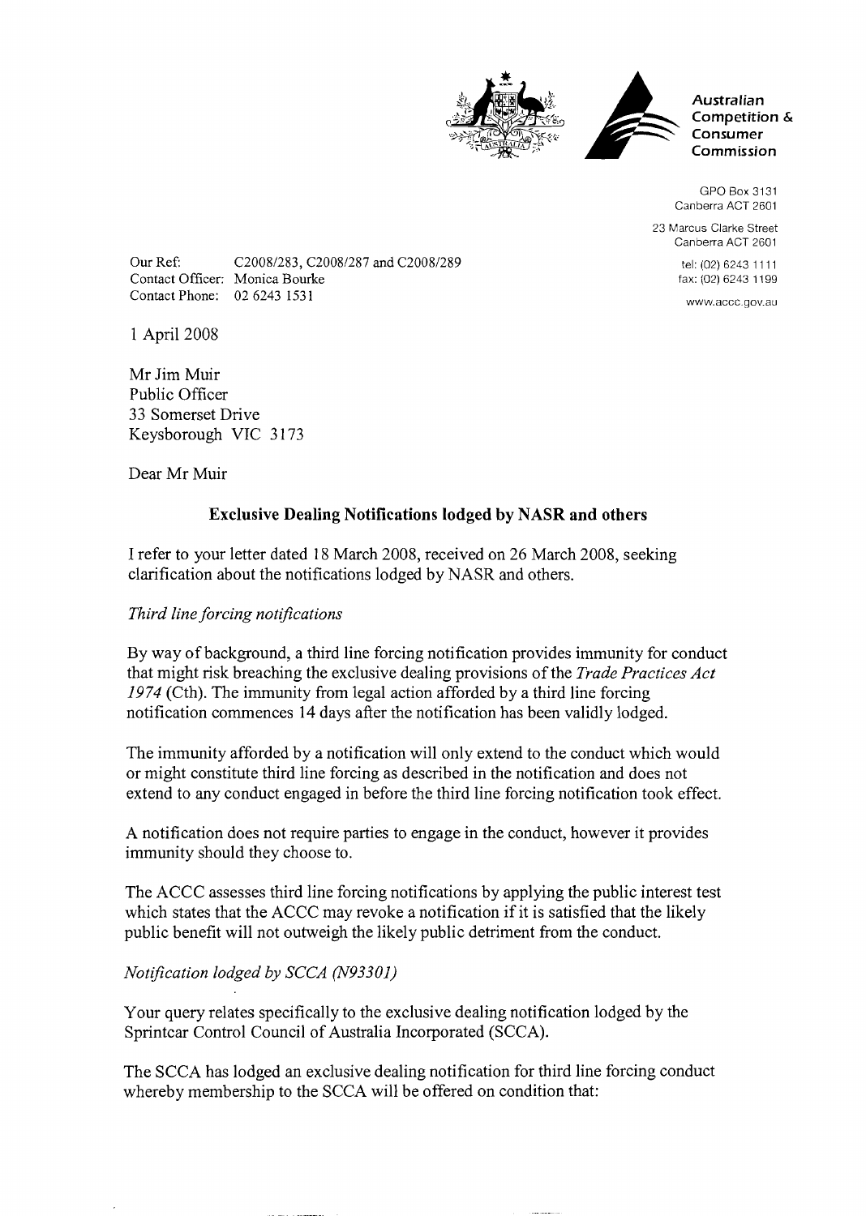**Australian Competition & Consumer Commission**

GPO Box 3131
Canberra ACT 2601

23 Marcus Clarke Street
Canberra ACT 2601

tel: (02) 6243 1111
fax: (02) 6243 1199

www.accc.gov.au

Our Ref: C2008/283, C2008/287 and C2008/289
Contact Officer: Monica Bourke
Contact Phone: 02 6243 1531

1 April 2008

Mr Jim Muir
Public Officer
33 Somerset Drive
Keysborough VIC 3173

Dear Mr Muir

**Exclusive Dealing Notifications lodged by NASR and others**

I refer to your letter dated 18 March 2008, received on 26 March 2008, seeking clarification about the notifications lodged by NASR and others.

*Third line forcing notifications*

By way of background, a third line forcing notification provides immunity for conduct that might risk breaching the exclusive dealing provisions of the *Trade Practices Act 1974* (Cth). The immunity from legal action afforded by a third line forcing notification commences 14 days after the notification has been validly lodged.

The immunity afforded by a notification will only extend to the conduct which would or might constitute third line forcing as described in the notification and does not extend to any conduct engaged in before the third line forcing notification took effect.

A notification does not require parties to engage in the conduct, however it provides immunity should they choose to.

The ACCC assesses third line forcing notifications by applying the public interest test which states that the ACCC may revoke a notification if it is satisfied that the likely public benefit will not outweigh the likely public detriment from the conduct.

*Notification lodged by SCCA (N93301)*

Your query relates specifically to the exclusive dealing notification lodged by the Sprintcar Control Council of Australia Incorporated (SCCA).

The SCCA has lodged an exclusive dealing notification for third line forcing conduct whereby membership to the SCCA will be offered on condition that: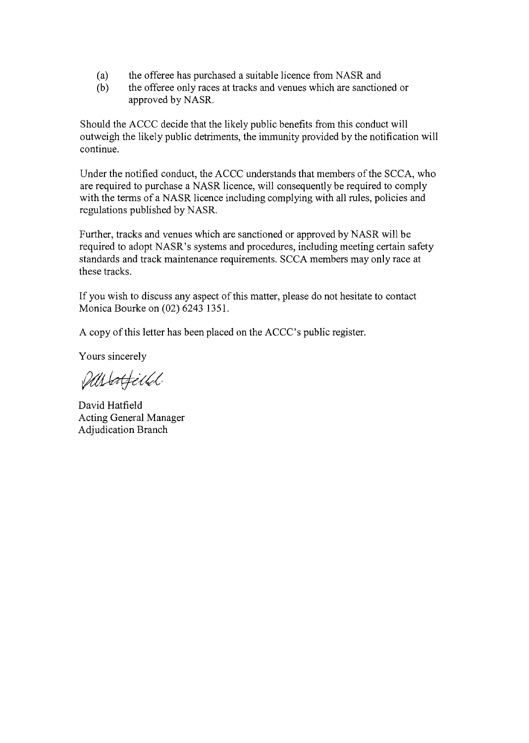(a) the offeree has purchased a suitable licence from NASR and
(b) the offeree only races at tracks and venues which are sanctioned or approved by NASR.

Should the ACCC decide that the likely public benefits from this conduct will outweigh the likely public detriments, the immunity provided by the notification will continue.

Under the notified conduct, the ACCC understands that members of the SCCA, who are required to purchase a NASR licence, will consequently be required to comply with the terms of a NASR licence including complying with all rules, policies and regulations published by NASR.

Further, tracks and venues which are sanctioned or approved by NASR will be required to adopt NASR's systems and procedures, including meeting certain safety standards and track maintenance requirements. SCCA members may only race at these tracks.

If you wish to discuss any aspect of this matter, please do not hesitate to contact Monica Bourke on (02) 6243 1351.

A copy of this letter has been placed on the ACCC's public register.

Yours sincerely

David Hatfield
Acting General Manager
Adjudication Branch